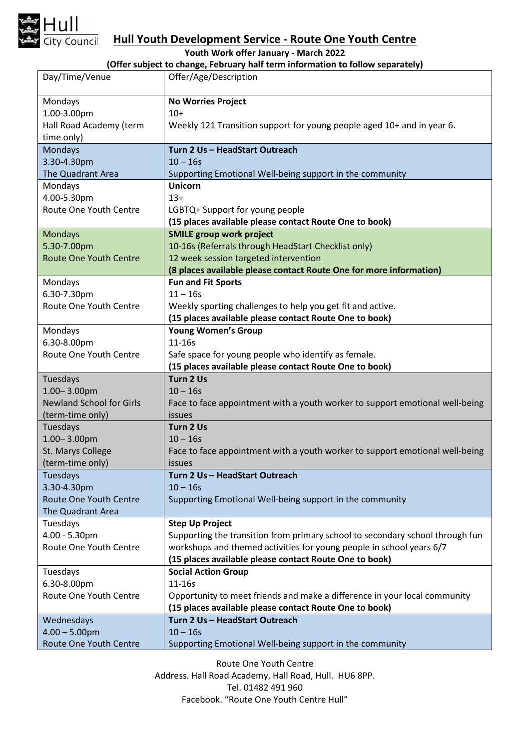Hull City Council

# Hull Youth Development Service - Route One Youth Centre

**Youth Work offer January - March 2022**

**(Offer subject to change, February half term information to follow separately)**

| Day/Time/Venue | Offer/Age/Description |
|---|---|
| Mondays<br>1.00-3.00pm<br>Hall Road Academy (term time only) | **No Worries Project**<br>10+<br>Weekly 121 Transition support for young people aged 10+ and in year 6. |
| Mondays<br>3.30-4.30pm<br>The Quadrant Area | **Turn 2 Us – HeadStart Outreach**<br>10 – 16s<br>Supporting Emotional Well-being support in the community |
| Mondays<br>4.00-5.30pm<br>Route One Youth Centre | **Unicorn**<br>13+<br>LGBTQ+ Support for young people<br>**(15 places available please contact Route One to book)** |
| Mondays<br>5.30-7.00pm<br>Route One Youth Centre | **SMILE group work project**<br>10-16s (Referrals through HeadStart Checklist only)<br>12 week session targeted intervention<br>**(8 places available please contact Route One for more information)** |
| Mondays<br>6.30-7.30pm<br>Route One Youth Centre | **Fun and Fit Sports**<br>11 – 16s<br>Weekly sporting challenges to help you get fit and active.<br>**(15 places available please contact Route One to book)** |
| Mondays<br>6.30-8.00pm<br>Route One Youth Centre | **Young Women's Group**<br>11-16s<br>Safe space for young people who identify as female.<br>**(15 places available please contact Route One to book)** |
| Tuesdays<br>1.00– 3.00pm<br>Newland School for Girls (term-time only) | **Turn 2 Us**<br>10 – 16s<br>Face to face appointment with a youth worker to support emotional well-being issues |
| Tuesdays<br>1.00– 3.00pm<br>St. Marys College (term-time only) | **Turn 2 Us**<br>10 – 16s<br>Face to face appointment with a youth worker to support emotional well-being issues |
| Tuesdays<br>3.30-4.30pm<br>Route One Youth Centre<br>The Quadrant Area | **Turn 2 Us – HeadStart Outreach**<br>10 – 16s<br>Supporting Emotional Well-being support in the community |
| Tuesdays<br>4.00 - 5.30pm<br>Route One Youth Centre | **Step Up Project**<br>Supporting the transition from primary school to secondary school through fun workshops and themed activities for young people in school years 6/7<br>**(15 places available please contact Route One to book)** |
| Tuesdays<br>6.30-8.00pm<br>Route One Youth Centre | **Social Action Group**<br>11-16s<br>Opportunity to meet friends and make a difference in your local community<br>**(15 places available please contact Route One to book)** |
| Wednesdays<br>4.00 – 5.00pm<br>Route One Youth Centre | **Turn 2 Us – HeadStart Outreach**<br>10 – 16s<br>Supporting Emotional Well-being support in the community |

Route One Youth Centre
Address. Hall Road Academy, Hall Road, Hull. HU6 8PP.
Tel. 01482 491 960
Facebook. "Route One Youth Centre Hull"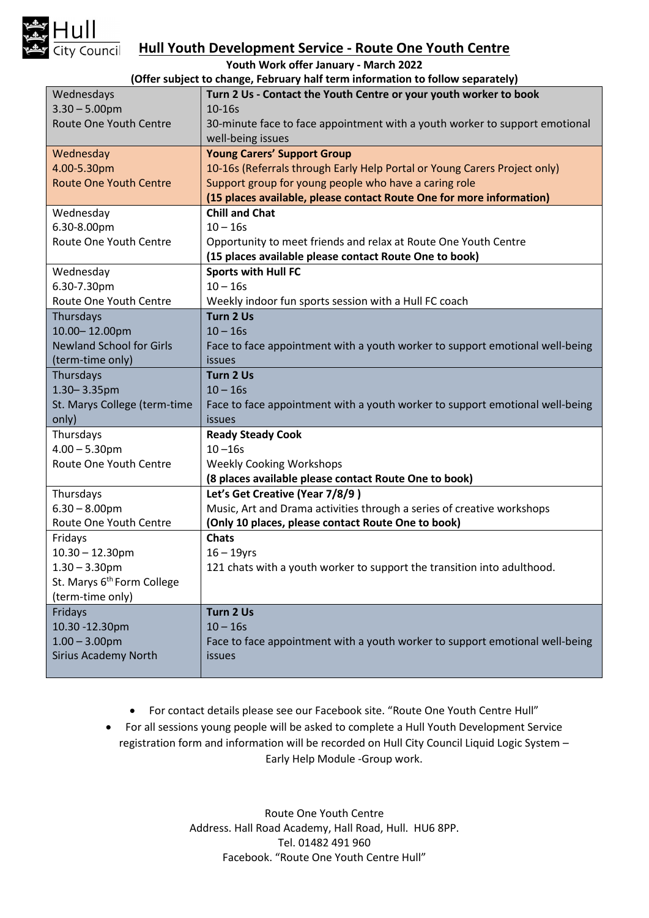Hull City Council

# Hull Youth Development Service - Route One Youth Centre

**Youth Work offer January - March 2022**

**(Offer subject to change, February half term information to follow separately)**

| | |
|---|---|
| Wednesdays<br>3.30 – 5.00pm<br>Route One Youth Centre | **Turn 2 Us - Contact the Youth Centre or your youth worker to book**<br>10-16s<br>30-minute face to face appointment with a youth worker to support emotional well-being issues |
| Wednesday<br>4.00-5.30pm<br>Route One Youth Centre | **Young Carers' Support Group**<br>10-16s (Referrals through Early Help Portal or Young Carers Project only)<br>Support group for young people who have a caring role<br>**(15 places available, please contact Route One for more information)** |
| Wednesday<br>6.30-8.00pm<br>Route One Youth Centre | **Chill and Chat**<br>10 – 16s<br>Opportunity to meet friends and relax at Route One Youth Centre<br>**(15 places available please contact Route One to book)** |
| Wednesday<br>6.30-7.30pm<br>Route One Youth Centre | **Sports with Hull FC**<br>10 – 16s<br>Weekly indoor fun sports session with a Hull FC coach |
| Thursdays<br>10.00– 12.00pm<br>Newland School for Girls (term-time only) | **Turn 2 Us**<br>10 – 16s<br>Face to face appointment with a youth worker to support emotional well-being issues |
| Thursdays<br>1.30– 3.35pm<br>St. Marys College (term-time only) | **Turn 2 Us**<br>10 – 16s<br>Face to face appointment with a youth worker to support emotional well-being issues |
| Thursdays<br>4.00 – 5.30pm<br>Route One Youth Centre | **Ready Steady Cook**<br>10 –16s<br>Weekly Cooking Workshops<br>**(8 places available please contact Route One to book)** |
| Thursdays<br>6.30 – 8.00pm<br>Route One Youth Centre | **Let's Get Creative (Year 7/8/9 )**<br>Music, Art and Drama activities through a series of creative workshops<br>**(Only 10 places, please contact Route One to book)** |
| Fridays<br>10.30 – 12.30pm<br>1.30 – 3.30pm<br>St. Marys 6th Form College (term-time only) | **Chats**<br>16 – 19yrs<br>121 chats with a youth worker to support the transition into adulthood. |
| Fridays<br>10.30 -12.30pm<br>1.00 – 3.00pm<br>Sirius Academy North | **Turn 2 Us**<br>10 – 16s<br>Face to face appointment with a youth worker to support emotional well-being issues |

- For contact details please see our Facebook site. "Route One Youth Centre Hull"
- For all sessions young people will be asked to complete a Hull Youth Development Service registration form and information will be recorded on Hull City Council Liquid Logic System – Early Help Module -Group work.

Route One Youth Centre
Address. Hall Road Academy, Hall Road, Hull. HU6 8PP.
Tel. 01482 491 960
Facebook. "Route One Youth Centre Hull"